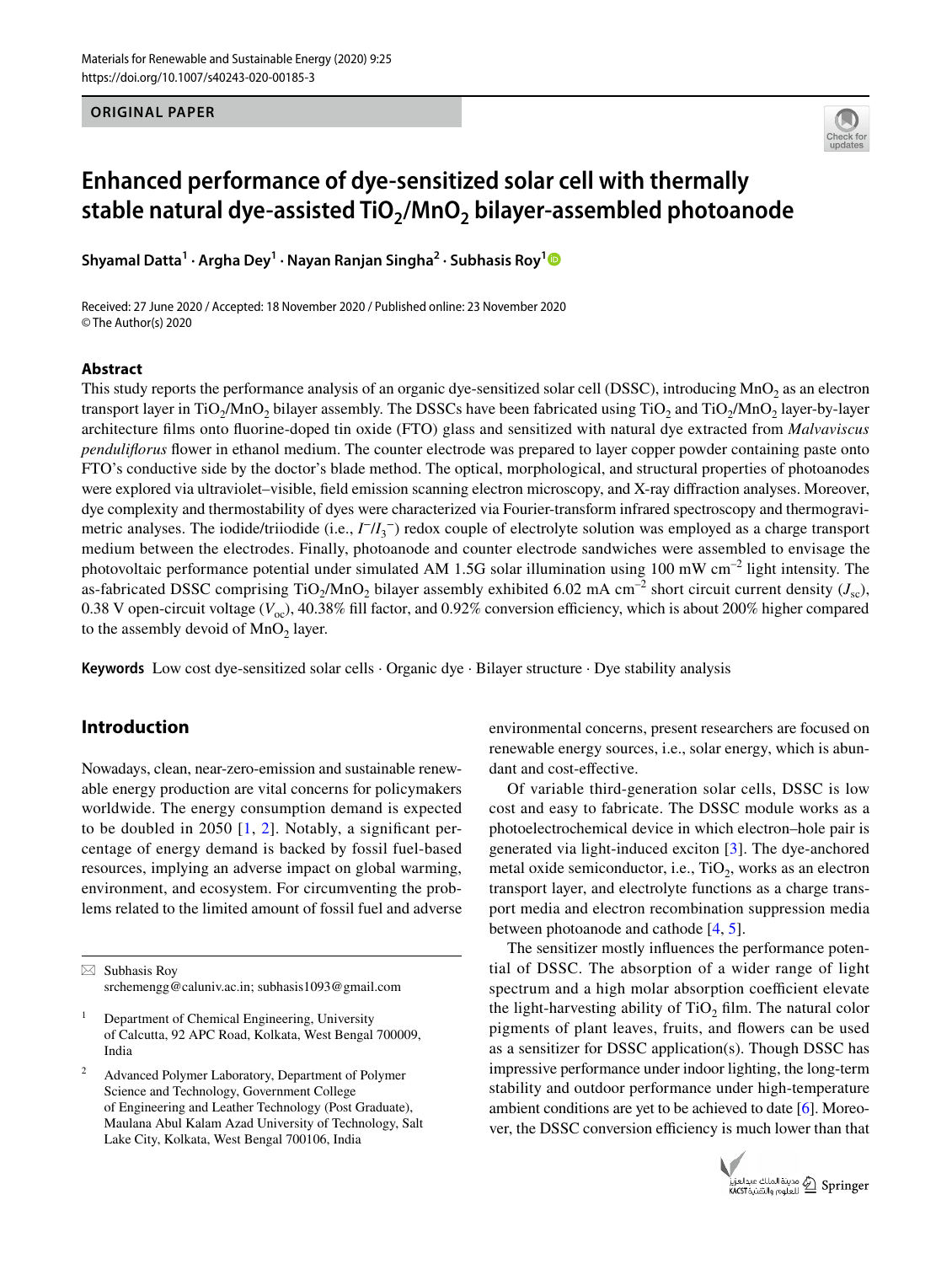ORIGINAL PAPER

# Enhanced performance of dye-sensitized solar cell with thermally stable natural dye-assisted $TiO_2$/$MnO_2$ bilayer-assembled photoanode

**Shyamal Datta[1] · Argha Dey[1] · Nayan Ranjan Singha[2] · Subhasis Roy[1]**

Received: 27 June 2020 / Accepted: 18 November 2020 / Published online: 23 November 2020
© The Author(s) 2020

## Abstract

This study reports the performance analysis of an organic dye-sensitized solar cell (DSSC), introducing $MnO_2$ as an electron transport layer in $TiO_2$/$MnO_2$ bilayer assembly. The DSSCs have been fabricated using $TiO_2$ and $TiO_2$/$MnO_2$ layer-by-layer architecture films onto fluorine-doped tin oxide (FTO) glass and sensitized with natural dye extracted from *Malvaviscus penduliflorus* flower in ethanol medium. The counter electrode was prepared to layer copper powder containing paste onto FTO's conductive side by the doctor's blade method. The optical, morphological, and structural properties of photoanodes were explored via ultraviolet–visible, field emission scanning electron microscopy, and X-ray diffraction analyses. Moreover, dye complexity and thermostability of dyes were characterized via Fourier-transform infrared spectroscopy and thermogravimetric analyses. The iodide/triiodide (i.e., $I^-/I_3^-$) redox couple of electrolyte solution was employed as a charge transport medium between the electrodes. Finally, photoanode and counter electrode sandwiches were assembled to envisage the photovoltaic performance potential under simulated AM 1.5G solar illumination using 100 mW cm$^{-2}$ light intensity. The as-fabricated DSSC comprising $TiO_2$/$MnO_2$ bilayer assembly exhibited 6.02 mA cm$^{-2}$ short circuit current density ($J_{sc}$), 0.38 V open-circuit voltage ($V_{oc}$), 40.38% fill factor, and 0.92% conversion efficiency, which is about 200% higher compared to the assembly devoid of $MnO_2$ layer.

**Keywords** Low cost dye-sensitized solar cells · Organic dye · Bilayer structure · Dye stability analysis

## Introduction

Nowadays, clean, near-zero-emission and sustainable renewable energy production are vital concerns for policymakers worldwide. The energy consumption demand is expected to be doubled in 2050 [1, 2]. Notably, a significant percentage of energy demand is backed by fossil fuel-based resources, implying an adverse impact on global warming, environment, and ecosystem. For circumventing the problems related to the limited amount of fossil fuel and adverse environmental concerns, present researchers are focused on renewable energy sources, i.e., solar energy, which is abundant and cost-effective.

Of variable third-generation solar cells, DSSC is low cost and easy to fabricate. The DSSC module works as a photoelectrochemical device in which electron–hole pair is generated via light-induced exciton [3]. The dye-anchored metal oxide semiconductor, i.e., $TiO_2$, works as an electron transport layer, and electrolyte functions as a charge transport media and electron recombination suppression media between photoanode and cathode [4, 5].

The sensitizer mostly influences the performance potential of DSSC. The absorption of a wider range of light spectrum and a high molar absorption coefficient elevate the light-harvesting ability of $TiO_2$ film. The natural color pigments of plant leaves, fruits, and flowers can be used as a sensitizer for DSSC application(s). Though DSSC has impressive performance under indoor lighting, the long-term stability and outdoor performance under high-temperature ambient conditions are yet to be achieved to date [6]. Moreover, the DSSC conversion efficiency is much lower than that

---

✉ Subhasis Roy
srchemengg@caluniv.ac.in; subhasis1093@gmail.com

[1] Department of Chemical Engineering, University of Calcutta, 92 APC Road, Kolkata, West Bengal 700009, India

[2] Advanced Polymer Laboratory, Department of Polymer Science and Technology, Government College of Engineering and Leather Technology (Post Graduate), Maulana Abul Kalam Azad University of Technology, Salt Lake City, Kolkata, West Bengal 700106, India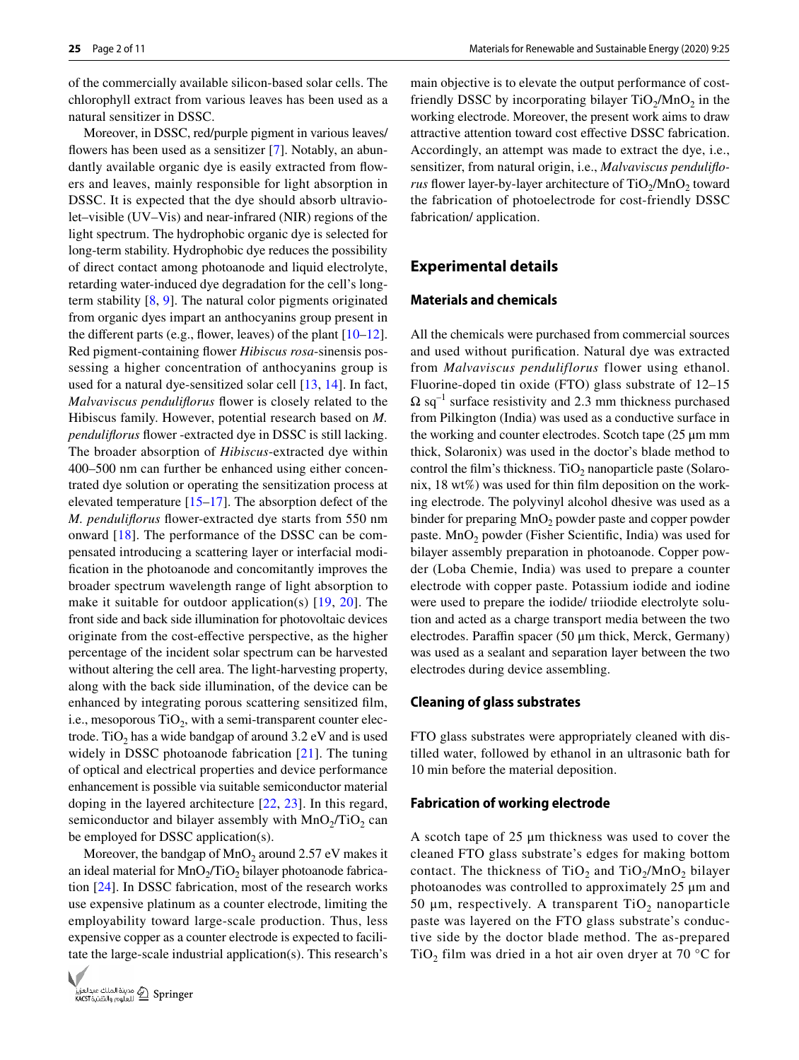of the commercially available silicon-based solar cells. The chlorophyll extract from various leaves has been used as a natural sensitizer in DSSC.

Moreover, in DSSC, red/purple pigment in various leaves/flowers has been used as a sensitizer [7]. Notably, an abundantly available organic dye is easily extracted from flowers and leaves, mainly responsible for light absorption in DSSC. It is expected that the dye should absorb ultraviolet–visible (UV–Vis) and near-infrared (NIR) regions of the light spectrum. The hydrophobic organic dye is selected for long-term stability. Hydrophobic dye reduces the possibility of direct contact among photoanode and liquid electrolyte, retarding water-induced dye degradation for the cell's long-term stability [8, 9]. The natural color pigments originated from organic dyes impart an anthocyanins group present in the different parts (e.g., flower, leaves) of the plant [10–12]. Red pigment-containing flower *Hibiscus rosa*-sinensis possessing a higher concentration of anthocyanins group is used for a natural dye-sensitized solar cell [13, 14]. In fact, *Malvaviscus penduliflorus* flower is closely related to the Hibiscus family. However, potential research based on *M. penduliflorus* flower -extracted dye in DSSC is still lacking. The broader absorption of *Hibiscus*-extracted dye within 400–500 nm can further be enhanced using either concentrated dye solution or operating the sensitization process at elevated temperature [15–17]. The absorption defect of the *M. penduliflorus* flower-extracted dye starts from 550 nm onward [18]. The performance of the DSSC can be compensated introducing a scattering layer or interfacial modification in the photoanode and concomitantly improves the broader spectrum wavelength range of light absorption to make it suitable for outdoor application(s) [19, 20]. The front side and back side illumination for photovoltaic devices originate from the cost-effective perspective, as the higher percentage of the incident solar spectrum can be harvested without altering the cell area. The light-harvesting property, along with the back side illumination, of the device can be enhanced by integrating porous scattering sensitized film, i.e., mesoporous $TiO_2$, with a semi-transparent counter electrode. $TiO_2$ has a wide bandgap of around 3.2 eV and is used widely in DSSC photoanode fabrication [21]. The tuning of optical and electrical properties and device performance enhancement is possible via suitable semiconductor material doping in the layered architecture [22, 23]. In this regard, semiconductor and bilayer assembly with $MnO_2/TiO_2$ can be employed for DSSC application(s).

Moreover, the bandgap of $MnO_2$ around 2.57 eV makes it an ideal material for $MnO_2/TiO_2$ bilayer photoanode fabrication [24]. In DSSC fabrication, most of the research works use expensive platinum as a counter electrode, limiting the employability toward large-scale production. Thus, less expensive copper as a counter electrode is expected to facilitate the large-scale industrial application(s). This research's main objective is to elevate the output performance of cost-friendly DSSC by incorporating bilayer $TiO_2/MnO_2$ in the working electrode. Moreover, the present work aims to draw attractive attention toward cost effective DSSC fabrication. Accordingly, an attempt was made to extract the dye, i.e., sensitizer, from natural origin, i.e., *Malvaviscus penduliflorus* flower layer-by-layer architecture of $TiO_2/MnO_2$ toward the fabrication of photoelectrode for cost-friendly DSSC fabrication/ application.

## Experimental details

### Materials and chemicals

All the chemicals were purchased from commercial sources and used without purification. Natural dye was extracted from *Malvaviscus penduliflorus* flower using ethanol. Fluorine-doped tin oxide (FTO) glass substrate of 12–15 $\Omega$ sq$^{-1}$ surface resistivity and 2.3 mm thickness purchased from Pilkington (India) was used as a conductive surface in the working and counter electrodes. Scotch tape (25 µm mm thick, Solaronix) was used in the doctor's blade method to control the film's thickness. $TiO_2$ nanoparticle paste (Solaronix, 18 wt%) was used for thin film deposition on the working electrode. The polyvinyl alcohol dhesive was used as a binder for preparing $MnO_2$ powder paste and copper powder paste. $MnO_2$ powder (Fisher Scientific, India) was used for bilayer assembly preparation in photoanode. Copper powder (Loba Chemie, India) was used to prepare a counter electrode with copper paste. Potassium iodide and iodine were used to prepare the iodide/ triiodide electrolyte solution and acted as a charge transport media between the two electrodes. Paraffin spacer (50 µm thick, Merck, Germany) was used as a sealant and separation layer between the two electrodes during device assembling.

### Cleaning of glass substrates

FTO glass substrates were appropriately cleaned with distilled water, followed by ethanol in an ultrasonic bath for 10 min before the material deposition.

### Fabrication of working electrode

A scotch tape of 25 µm thickness was used to cover the cleaned FTO glass substrate's edges for making bottom contact. The thickness of $TiO_2$ and $TiO_2/MnO_2$ bilayer photoanodes was controlled to approximately 25 µm and 50 µm, respectively. A transparent $TiO_2$ nanoparticle paste was layered on the FTO glass substrate's conductive side by the doctor blade method. The as-prepared $TiO_2$ film was dried in a hot air oven dryer at 70 °C for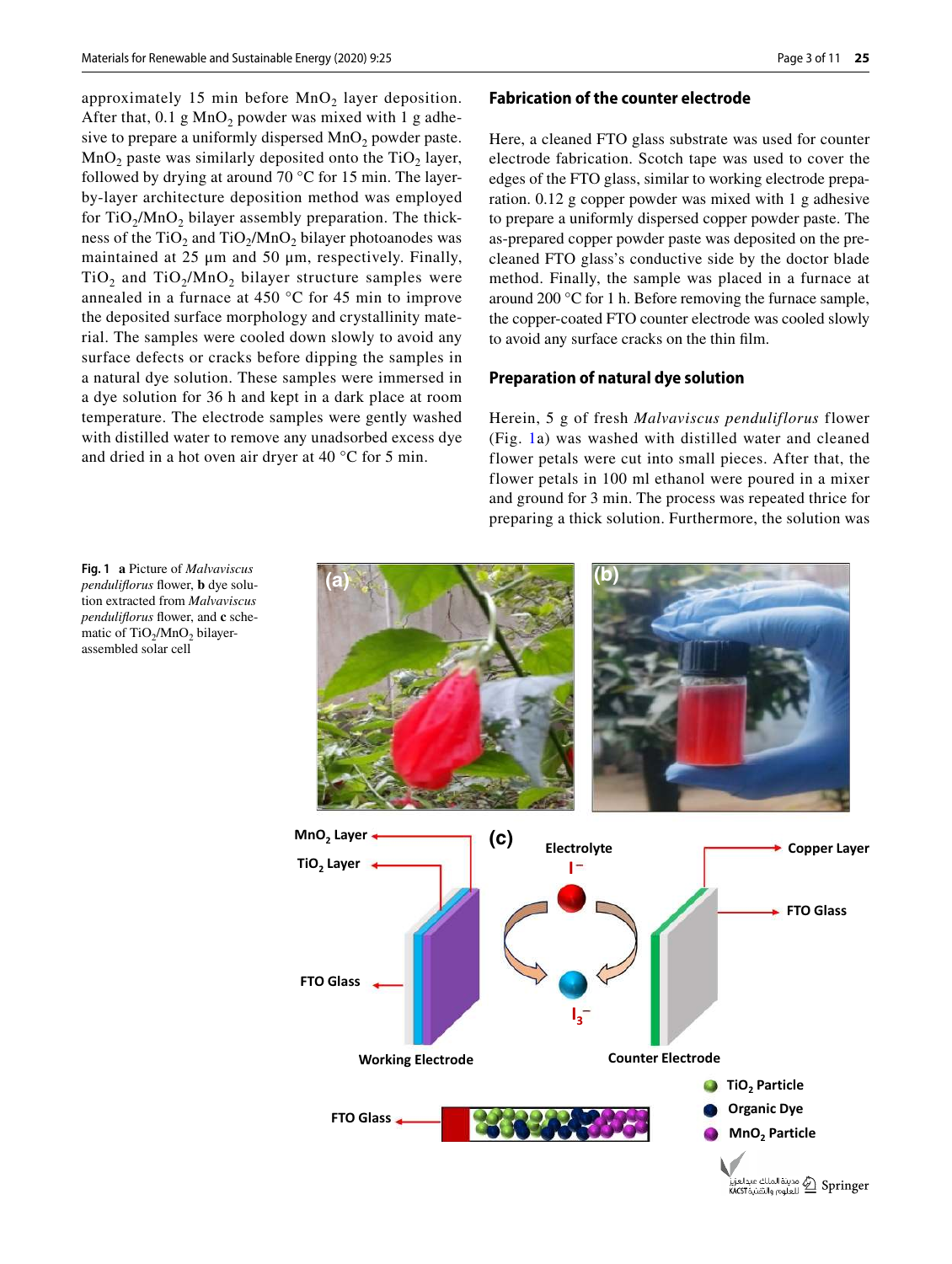approximately 15 min before $MnO_2$ layer deposition. After that, 0.1 g $MnO_2$ powder was mixed with 1 g adhesive to prepare a uniformly dispersed $MnO_2$ powder paste. $MnO_2$ paste was similarly deposited onto the $TiO_2$ layer, followed by drying at around 70 °C for 15 min. The layer-by-layer architecture deposition method was employed for $TiO_2$/$MnO_2$ bilayer assembly preparation. The thickness of the $TiO_2$ and $TiO_2$/$MnO_2$ bilayer photoanodes was maintained at 25 µm and 50 µm, respectively. Finally, $TiO_2$ and $TiO_2$/$MnO_2$ bilayer structure samples were annealed in a furnace at 450 °C for 45 min to improve the deposited surface morphology and crystallinity material. The samples were cooled down slowly to avoid any surface defects or cracks before dipping the samples in a natural dye solution. These samples were immersed in a dye solution for 36 h and kept in a dark place at room temperature. The electrode samples were gently washed with distilled water to remove any unadsorbed excess dye and dried in a hot oven air dryer at 40 °C for 5 min.

### Fabrication of the counter electrode

Here, a cleaned FTO glass substrate was used for counter electrode fabrication. Scotch tape was used to cover the edges of the FTO glass, similar to working electrode preparation. 0.12 g copper powder was mixed with 1 g adhesive to prepare a uniformly dispersed copper powder paste. The as-prepared copper powder paste was deposited on the pre-cleaned FTO glass's conductive side by the doctor blade method. Finally, the sample was placed in a furnace at around 200 °C for 1 h. Before removing the furnace sample, the copper-coated FTO counter electrode was cooled slowly to avoid any surface cracks on the thin film.

### Preparation of natural dye solution

Herein, 5 g of fresh *Malvaviscus penduliflorus* flower (Fig. 1a) was washed with distilled water and cleaned flower petals were cut into small pieces. After that, the flower petals in 100 ml ethanol were poured in a mixer and ground for 3 min. The process was repeated thrice for preparing a thick solution. Furthermore, the solution was

**Fig. 1** **a** Picture of *Malvaviscus penduliflorus* flower, **b** dye solution extracted from *Malvaviscus penduliflorus* flower, and **c** schematic of $TiO_2$/$MnO_2$ bilayer-assembled solar cell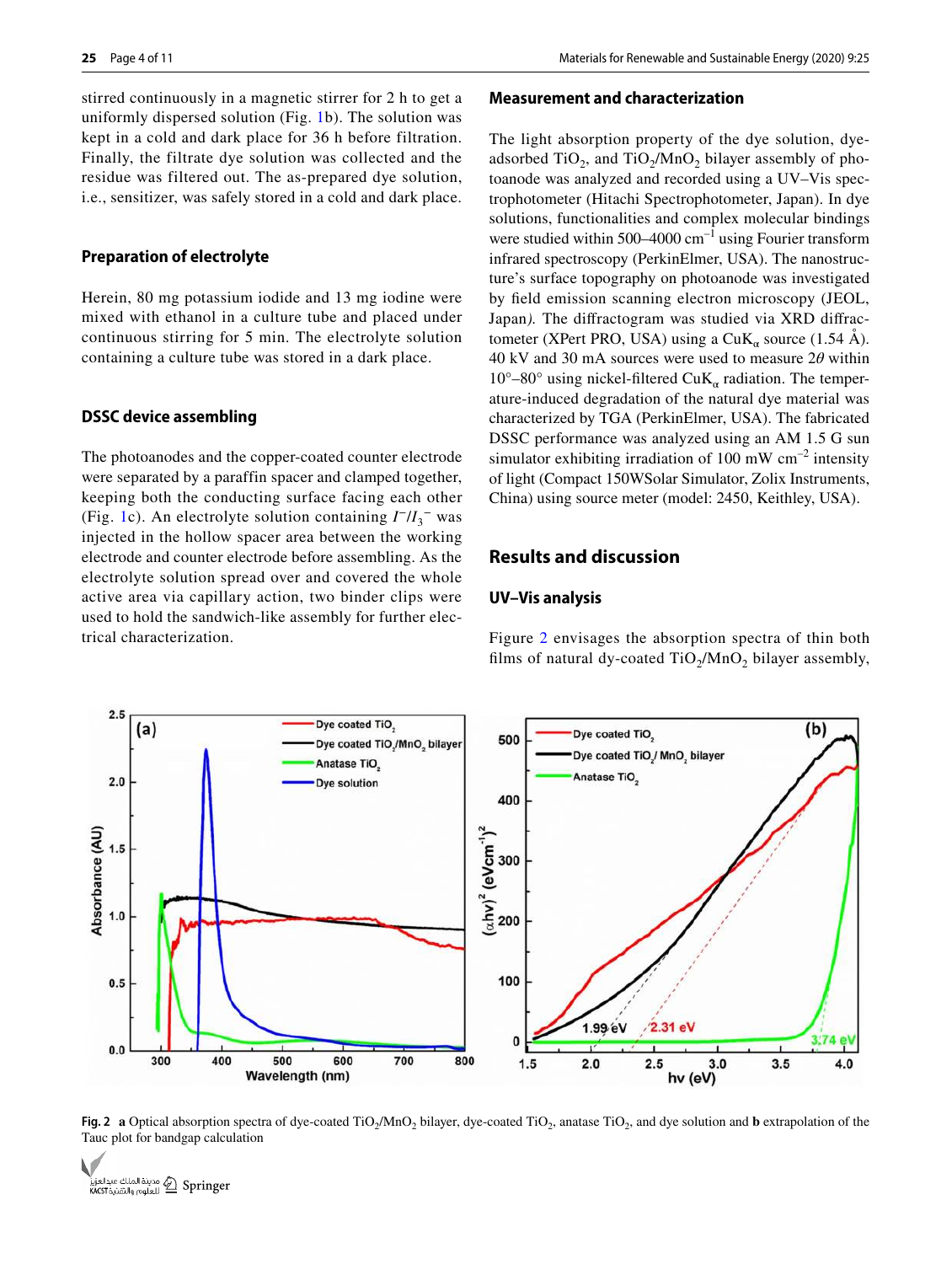stirred continuously in a magnetic stirrer for 2 h to get a uniformly dispersed solution (Fig. 1b). The solution was kept in a cold and dark place for 36 h before filtration. Finally, the filtrate dye solution was collected and the residue was filtered out. The as-prepared dye solution, i.e., sensitizer, was safely stored in a cold and dark place.

### Preparation of electrolyte

Herein, 80 mg potassium iodide and 13 mg iodine were mixed with ethanol in a culture tube and placed under continuous stirring for 5 min. The electrolyte solution containing a culture tube was stored in a dark place.

### DSSC device assembling

The photoanodes and the copper-coated counter electrode were separated by a paraffin spacer and clamped together, keeping both the conducting surface facing each other (Fig. 1c). An electrolyte solution containing $I^-/I_3^-$ was injected in the hollow spacer area between the working electrode and counter electrode before assembling. As the electrolyte solution spread over and covered the whole active area via capillary action, two binder clips were used to hold the sandwich-like assembly for further electrical characterization.

### Measurement and characterization

The light absorption property of the dye solution, dye-adsorbed $TiO_2$, and $TiO_2/MnO_2$ bilayer assembly of photoanode was analyzed and recorded using a UV–Vis spectrophotometer (Hitachi Spectrophotometer, Japan). In dye solutions, functionalities and complex molecular bindings were studied within 500–4000 $cm^{-1}$ using Fourier transform infrared spectroscopy (PerkinElmer, USA). The nanostructure's surface topography on photoanode was investigated by field emission scanning electron microscopy (JEOL, Japan). The diffractogram was studied via XRD diffractometer (XPert PRO, USA) using a $CuK_\alpha$ source (1.54 Å). 40 kV and 30 mA sources were used to measure $2\theta$ within 10°–80° using nickel-filtered $CuK_\alpha$ radiation. The temperature-induced degradation of the natural dye material was characterized by TGA (PerkinElmer, USA). The fabricated DSSC performance was analyzed using an AM 1.5 G sun simulator exhibiting irradiation of 100 mW $cm^{-2}$ intensity of light (Compact 150WSolar Simulator, Zolix Instruments, China) using source meter (model: 2450, Keithley, USA).

## Results and discussion

### UV–Vis analysis

Figure 2 envisages the absorption spectra of thin both films of natural dy-coated $TiO_2/MnO_2$ bilayer assembly,

**Fig. 2** **a** Optical absorption spectra of dye-coated $TiO_2/MnO_2$ bilayer, dye-coated $TiO_2$, anatase $TiO_2$, and dye solution and **b** extrapolation of the Tauc plot for bandgap calculation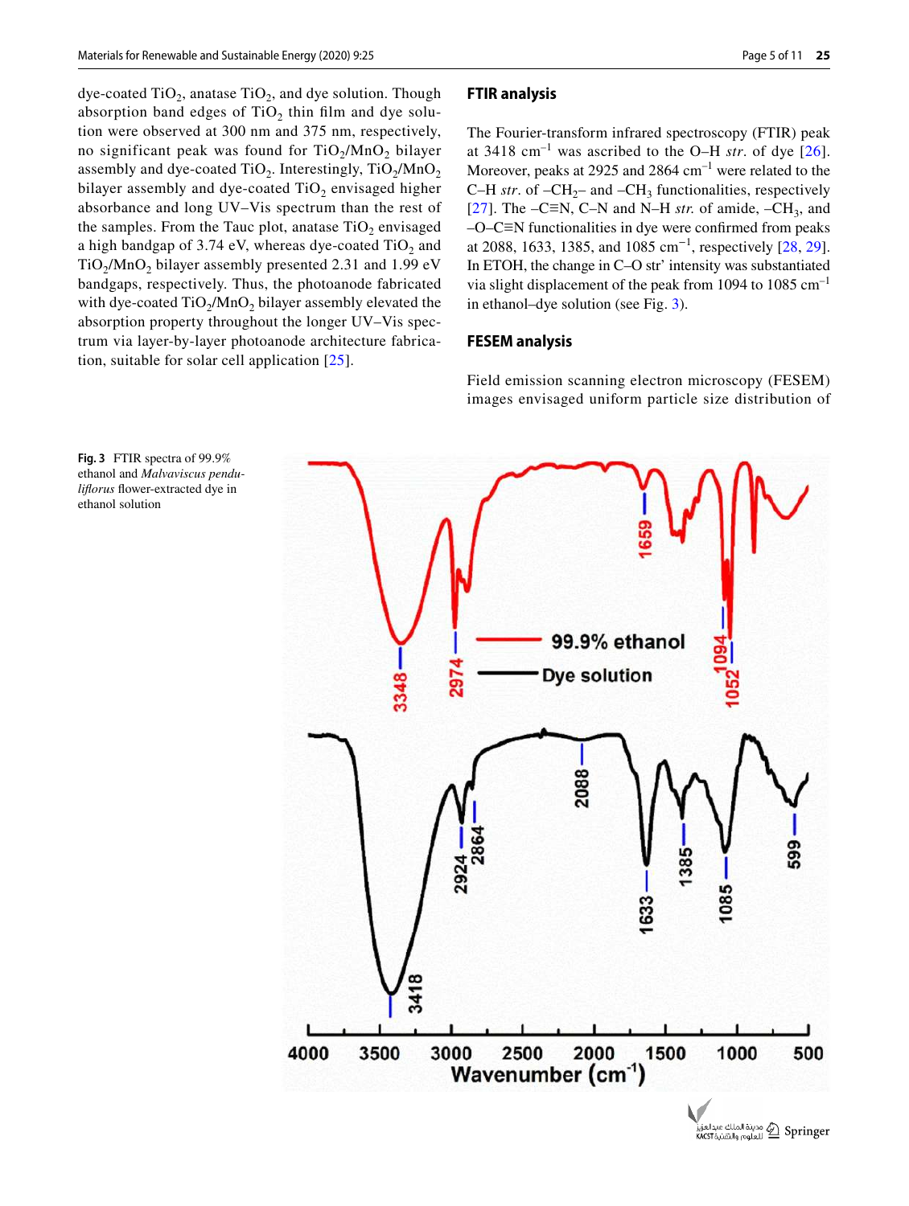dye-coated $TiO_2$, anatase $TiO_2$, and dye solution. Though absorption band edges of $TiO_2$ thin film and dye solution were observed at 300 nm and 375 nm, respectively, no significant peak was found for $TiO_2/MnO_2$ bilayer assembly and dye-coated $TiO_2$. Interestingly, $TiO_2/MnO_2$ bilayer assembly and dye-coated $TiO_2$ envisaged higher absorbance and long UV–Vis spectrum than the rest of the samples. From the Tauc plot, anatase $TiO_2$ envisaged a high bandgap of 3.74 eV, whereas dye-coated $TiO_2$ and $TiO_2/MnO_2$ bilayer assembly presented 2.31 and 1.99 eV bandgaps, respectively. Thus, the photoanode fabricated with dye-coated $TiO_2/MnO_2$ bilayer assembly elevated the absorption property throughout the longer UV–Vis spectrum via layer-by-layer photoanode architecture fabrication, suitable for solar cell application [25].

## FTIR analysis

The Fourier-transform infrared spectroscopy (FTIR) peak at 3418 $cm^{-1}$ was ascribed to the O–H *str*. of dye [26]. Moreover, peaks at 2925 and 2864 $cm^{-1}$ were related to the C–H *str*. of $–CH_2–$ and $–CH_3$ functionalities, respectively [27]. The –C≡N, C–N and N–H *str.* of amide, $–CH_3$, and –O–C≡N functionalities in dye were confirmed from peaks at 2088, 1633, 1385, and 1085 $cm^{-1}$, respectively [28, 29]. In ETOH, the change in C–O str' intensity was substantiated via slight displacement of the peak from 1094 to 1085 $cm^{-1}$ in ethanol–dye solution (see Fig. 3).

## FESEM analysis

Field emission scanning electron microscopy (FESEM) images envisaged uniform particle size distribution of

**Fig. 3** FTIR spectra of 99.9% ethanol and *Malvaviscus penduliflorus* flower-extracted dye in ethanol solution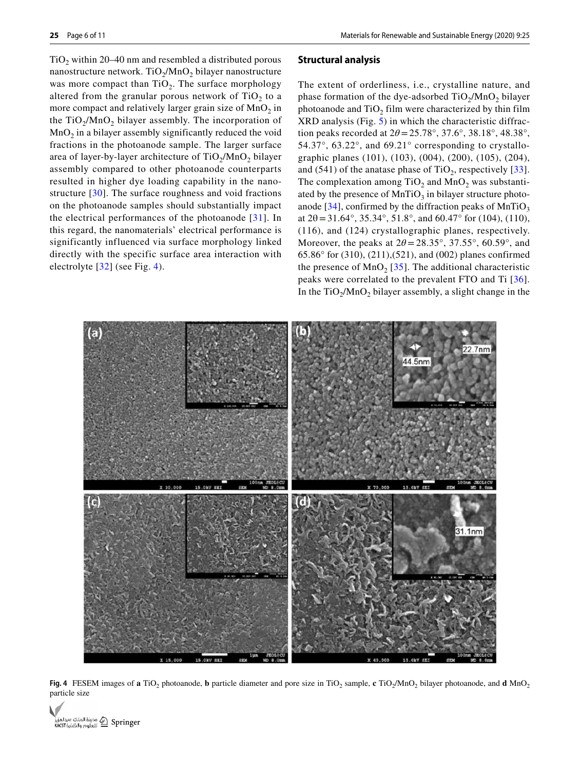$TiO_2$ within 20–40 nm and resembled a distributed porous nanostructure network. $TiO_2/MnO_2$ bilayer nanostructure was more compact than $TiO_2$. The surface morphology altered from the granular porous network of $TiO_2$ to a more compact and relatively larger grain size of $MnO_2$ in the $TiO_2/MnO_2$ bilayer assembly. The incorporation of $MnO_2$ in a bilayer assembly significantly reduced the void fractions in the photoanode sample. The larger surface area of layer-by-layer architecture of $TiO_2/MnO_2$ bilayer assembly compared to other photoanode counterparts resulted in higher dye loading capability in the nanostructure [30]. The surface roughness and void fractions on the photoanode samples should substantially impact the electrical performances of the photoanode [31]. In this regard, the nanomaterials' electrical performance is significantly influenced via surface morphology linked directly with the specific surface area interaction with electrolyte [32] (see Fig. 4).

## Structural analysis

The extent of orderliness, i.e., crystalline nature, and phase formation of the dye-adsorbed $TiO_2/MnO_2$ bilayer photoanode and $TiO_2$ film were characterized by thin film XRD analysis (Fig. 5) in which the characteristic diffraction peaks recorded at $2\theta = 25.78°$, 37.6°, 38.18°, 48.38°, 54.37°, 63.22°, and 69.21° corresponding to crystallographic planes (101), (103), (004), (200), (105), (204), and (541) of the anatase phase of $TiO_2$, respectively [33]. The complexation among $TiO_2$ and $MnO_2$ was substantiated by the presence of $MnTiO_3$ in bilayer structure photoanode [34], confirmed by the diffraction peaks of $MnTiO_3$ at $2\theta = 31.64°$, 35.34°, 51.8°, and 60.47° for (104), (110), (116), and (124) crystallographic planes, respectively. Moreover, the peaks at $2\theta = 28.35°$, 37.55°, 60.59°, and 65.86° for (310), (211),(521), and (002) planes confirmed the presence of $MnO_2$ [35]. The additional characteristic peaks were correlated to the prevalent FTO and Ti [36]. In the $TiO_2/MnO_2$ bilayer assembly, a slight change in the

**Fig. 4** FESEM images of **a** $TiO_2$ photoanode, **b** particle diameter and pore size in $TiO_2$ sample, **c** $TiO_2/MnO_2$ bilayer photoanode, and **d** $MnO_2$ particle size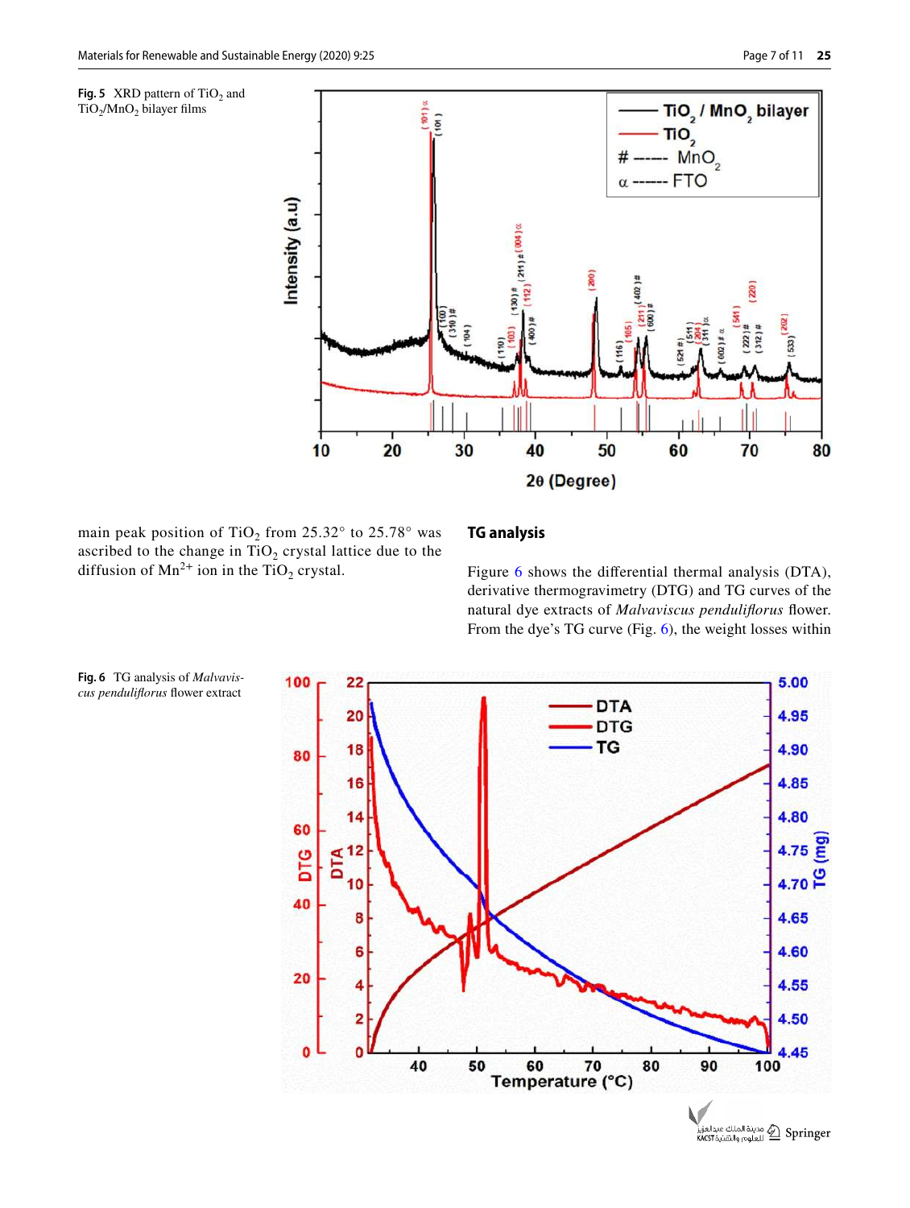Fig. 5 XRD pattern of $TiO_2$ and $TiO_2/MnO_2$ bilayer films

main peak position of $TiO_2$ from 25.32° to 25.78° was ascribed to the change in $TiO_2$ crystal lattice due to the diffusion of $Mn^{2+}$ ion in the $TiO_2$ crystal.

## TG analysis

Figure 6 shows the differential thermal analysis (DTA), derivative thermogravimetry (DTG) and TG curves of the natural dye extracts of *Malvaviscus penduliflorus* flower. From the dye's TG curve (Fig. 6), the weight losses within

Fig. 6 TG analysis of *Malvaviscus penduliflorus* flower extract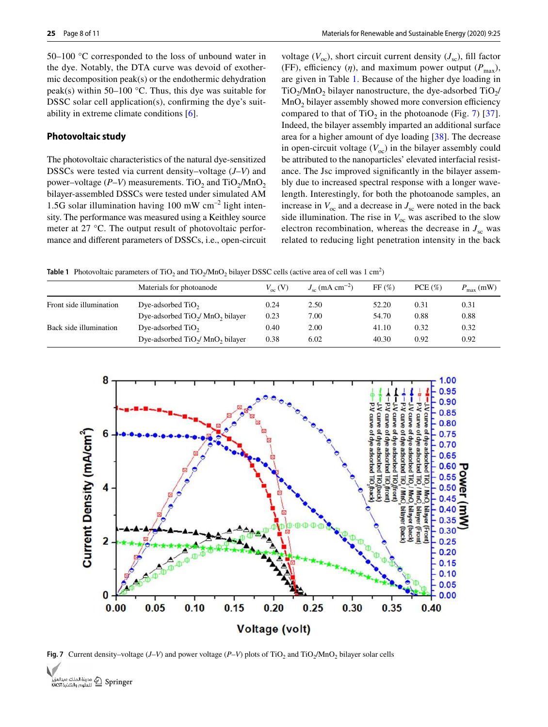50–100 °C corresponded to the loss of unbound water in the dye. Notably, the DTA curve was devoid of exothermic decomposition peak(s) or the endothermic dehydration peak(s) within 50–100 °C. Thus, this dye was suitable for DSSC solar cell application(s), confirming the dye's suitability in extreme climate conditions [6].

### Photovoltaic study

The photovoltaic characteristics of the natural dye-sensitized DSSCs were tested via current density–voltage (*J*–*V*) and power–voltage (*P*–*V*) measurements. $TiO_2$ and $TiO_2/MnO_2$ bilayer-assembled DSSCs were tested under simulated AM 1.5G solar illumination having 100 mW $cm^{-2}$ light intensity. The performance was measured using a Keithley source meter at 27 °C. The output result of photovoltaic performance and different parameters of DSSCs, i.e., open-circuit voltage ($V_{oc}$), short circuit current density ($J_{sc}$), fill factor (FF), efficiency ($\eta$), and maximum power output ($P_{max}$), are given in Table 1. Because of the higher dye loading in $TiO_2/MnO_2$ bilayer nanostructure, the dye-adsorbed $TiO_2/MnO_2$ bilayer assembly showed more conversion efficiency compared to that of $TiO_2$ in the photoanode (Fig. 7) [37]. Indeed, the bilayer assembly imparted an additional surface area for a higher amount of dye loading [38]. The decrease in open-circuit voltage ($V_{oc}$) in the bilayer assembly could be attributed to the nanoparticles' elevated interfacial resistance. The Jsc improved significantly in the bilayer assembly due to increased spectral response with a longer wavelength. Interestingly, for both the photoanode samples, an increase in $V_{oc}$ and a decrease in $J_{sc}$ were noted in the back side illumination. The rise in $V_{oc}$ was ascribed to the slow electron recombination, whereas the decrease in $J_{sc}$ was related to reducing light penetration intensity in the back

**Table 1** Photovoltaic parameters of $TiO_2$ and $TiO_2/MnO_2$ bilayer DSSC cells (active area of cell was 1 $cm^2$)

| | Materials for photoanode | $V_{oc}$ (V) | $J_{sc}$ (mA $cm^{-2}$) | FF (%) | PCE (%) | $P_{max}$ (mW) |
|---|---|---|---|---|---|---|
| Front side illumination | Dye-adsorbed $TiO_2$ | 0.24 | 2.50 | 52.20 | 0.31 | 0.31 |
| | Dye-adsorbed $TiO_2$/ $MnO_2$ bilayer | 0.23 | 7.00 | 54.70 | 0.88 | 0.88 |
| Back side illumination | Dye-adsorbed $TiO_2$ | 0.40 | 2.00 | 41.10 | 0.32 | 0.32 |
| | Dye-adsorbed $TiO_2$/ $MnO_2$ bilayer | 0.38 | 6.02 | 40.30 | 0.92 | 0.92 |

**Fig. 7** Current density–voltage (*J*–*V*) and power voltage (*P*–*V*) plots of $TiO_2$ and $TiO_2/MnO_2$ bilayer solar cells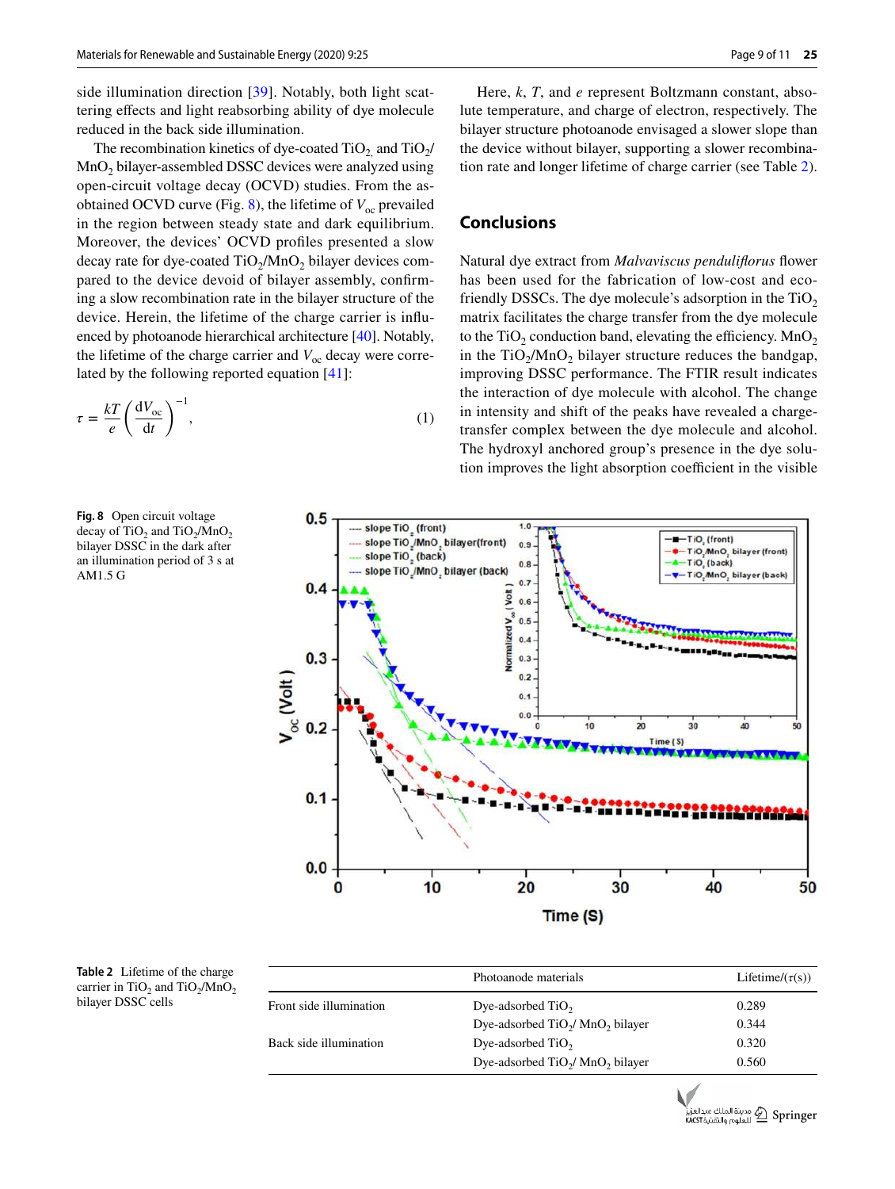side illumination direction [39]. Notably, both light scattering effects and light reabsorbing ability of dye molecule reduced in the back side illumination.

The recombination kinetics of dye-coated $TiO_2$ and $TiO_2$/$MnO_2$ bilayer-assembled DSSC devices were analyzed using open-circuit voltage decay (OCVD) studies. From the as-obtained OCVD curve (Fig. 8), the lifetime of $V_{oc}$ prevailed in the region between steady state and dark equilibrium. Moreover, the devices' OCVD profiles presented a slow decay rate for dye-coated $TiO_2$/$MnO_2$ bilayer devices compared to the device devoid of bilayer assembly, confirming a slow recombination rate in the bilayer structure of the device. Herein, the lifetime of the charge carrier is influenced by photoanode hierarchical architecture [40]. Notably, the lifetime of the charge carrier and $V_{oc}$ decay were correlated by the following reported equation [41]:

$$\tau = \frac{kT}{e}\left(\frac{dV_{oc}}{dt}\right)^{-1}, \tag{1}$$

Here, $k$, $T$, and $e$ represent Boltzmann constant, absolute temperature, and charge of electron, respectively. The bilayer structure photoanode envisaged a slower slope than the device without bilayer, supporting a slower recombination rate and longer lifetime of charge carrier (see Table 2).

## Conclusions

Natural dye extract from *Malvaviscus penduliflorus* flower has been used for the fabrication of low-cost and eco-friendly DSSCs. The dye molecule's adsorption in the $TiO_2$ matrix facilitates the charge transfer from the dye molecule to the $TiO_2$ conduction band, elevating the efficiency. $MnO_2$ in the $TiO_2$/$MnO_2$ bilayer structure reduces the bandgap, improving DSSC performance. The FTIR result indicates the interaction of dye molecule with alcohol. The change in intensity and shift of the peaks have revealed a charge-transfer complex between the dye molecule and alcohol. The hydroxyl anchored group's presence in the dye solution improves the light absorption coefficient in the visible

**Fig. 8** Open circuit voltage decay of $TiO_2$ and $TiO_2$/$MnO_2$ bilayer DSSC in the dark after an illumination period of 3 s at AM1.5 G

**Table 2** Lifetime of the charge carrier in $TiO_2$ and $TiO_2$/$MnO_2$ bilayer DSSC cells

| | Photoanode materials | Lifetime/($\tau$(s)) |
|---|---|---|
| Front side illumination | Dye-adsorbed $TiO_2$ | 0.289 |
| | Dye-adsorbed $TiO_2$/ $MnO_2$ bilayer | 0.344 |
| Back side illumination | Dye-adsorbed $TiO_2$ | 0.320 |
| | Dye-adsorbed $TiO_2$/ $MnO_2$ bilayer | 0.560 |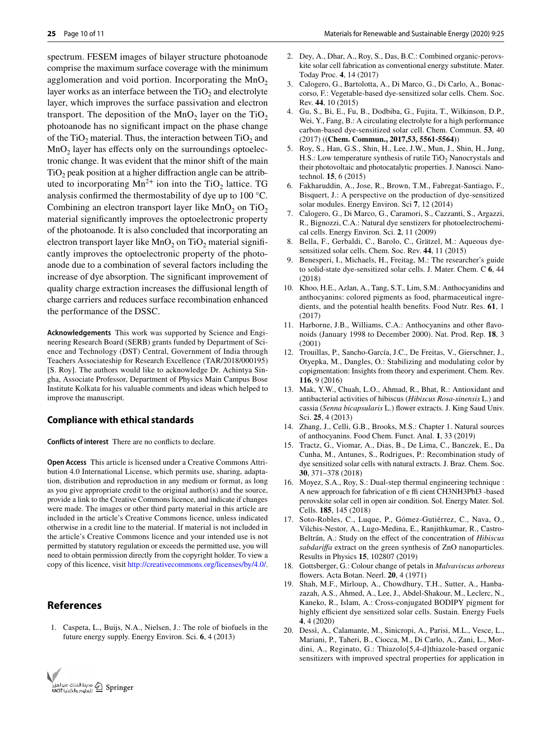spectrum. FESEM images of bilayer structure photoanode comprise the maximum surface coverage with the minimum agglomeration and void portion. Incorporating the $MnO_2$ layer works as an interface between the $TiO_2$ and electrolyte layer, which improves the surface passivation and electron transport. The deposition of the $MnO_2$ layer on the $TiO_2$ photoanode has no significant impact on the phase change of the $TiO_2$ material. Thus, the interaction between $TiO_2$ and $MnO_2$ layer has effects only on the surroundings optoelectronic change. It was evident that the minor shift of the main $TiO_2$ peak position at a higher diffraction angle can be attributed to incorporating $Mn^{2+}$ ion into the $TiO_2$ lattice. TG analysis confirmed the thermostability of dye up to 100 °C. Combining an electron transport layer like $MnO_2$ on $TiO_2$ material significantly improves the optoelectronic property of the photoanode. It is also concluded that incorporating an electron transport layer like $MnO_2$ on $TiO_2$ material significantly improves the optoelectronic property of the photoanode due to a combination of several factors including the increase of dye absorption. The significant improvement of quality charge extraction increases the diffusional length of charge carriers and reduces surface recombination enhanced the performance of the DSSC.

**Acknowledgements** This work was supported by Science and Engineering Research Board (SERB) grants funded by Department of Science and Technology (DST) Central, Government of India through Teachers Associateship for Research Excellence (TAR/2018/000195) [S. Roy]. The authors would like to acknowledge Dr. Achintya Singha, Associate Professor, Department of Physics Main Campus Bose Institute Kolkata for his valuable comments and ideas which helped to improve the manuscript.

## Compliance with ethical standards

**Conflicts of interest** There are no conflicts to declare.

**Open Access** This article is licensed under a Creative Commons Attribution 4.0 International License, which permits use, sharing, adaptation, distribution and reproduction in any medium or format, as long as you give appropriate credit to the original author(s) and the source, provide a link to the Creative Commons licence, and indicate if changes were made. The images or other third party material in this article are included in the article's Creative Commons licence, unless indicated otherwise in a credit line to the material. If material is not included in the article's Creative Commons licence and your intended use is not permitted by statutory regulation or exceeds the permitted use, you will need to obtain permission directly from the copyright holder. To view a copy of this licence, visit http://creativecommons.org/licenses/by/4.0/.

# References

1. Caspeta, L., Buijs, N.A., Nielsen, J.: The role of biofuels in the future energy supply. Energy Environ. Sci. **6**, 4 (2013)
2. Dey, A., Dhar, A., Roy, S., Das, B.C.: Combined organic-perovskite solar cell fabrication as conventional energy substitute. Mater. Today Proc. **4**, 14 (2017)
3. Calogero, G., Bartolotta, A., Di Marco, G., Di Carlo, A., Bonaccorso, F.: Vegetable-based dye-sensitized solar cells. Chem. Soc. Rev. **44**, 10 (2015)
4. Gu, S., Bi, E., Fu, B., Dodbiba, G., Fujita, T., Wilkinson, D.P., Wei, Y., Fang, B.: A circulating electrolyte for a high performance carbon-based dye-sensitized solar cell. Chem. Commun. **53**, 40 (2017) ((**Chem. Commun., 2017,53, 5561-5564**))
5. Roy, S., Han, G.S., Shin, H., Lee, J.W., Mun, J., Shin, H., Jung, H.S.: Low temperature synthesis of rutile $TiO_2$ Nanocrystals and their photovoltaic and photocatalytic properties. J. Nanosci. Nanotechnol. **15**, 6 (2015)
6. Fakharuddin, A., Jose, R., Brown, T.M., Fabregat-Santiago, F., Bisquert, J.: A perspective on the production of dye-sensitized solar modules. Energy Environ. Sci **7**, 12 (2014)
7. Calogero, G., Di Marco, G., Caramori, S., Cazzanti, S., Argazzi, R., Bignozzi, C.A.: Natural dye senstizers for photoelectrochemical cells. Energy Environ. Sci. **2**, 11 (2009)
8. Bella, F., Gerbaldi, C., Barolo, C., Grätzel, M.: Aqueous dye-sensitized solar cells. Chem. Soc. Rev. **44**, 11 (2015)
9. Benesperi, I., Michaels, H., Freitag, M.: The researcher's guide to solid-state dye-sensitized solar cells. J. Mater. Chem. C **6**, 44 (2018)
10. Khoo, H.E., Azlan, A., Tang, S.T., Lim, S.M.: Anthocyanidins and anthocyanins: colored pigments as food, pharmaceutical ingredients, and the potential health benefits. Food Nutr. Res. **61**, 1 (2017)
11. Harborne, J.B., Williams, C.A.: Anthocyanins and other flavonoids (January 1998 to December 2000). Nat. Prod. Rep. **18**, 3 (2001)
12. Trouillas, P., Sancho-García, J.C., De Freitas, V., Gierschner, J., Otyepka, M., Dangles, O.: Stabilizing and modulating color by copigmentation: Insights from theory and experiment. Chem. Rev. **116**, 9 (2016)
13. Mak, Y.W., Chuah, L.O., Ahmad, R., Bhat, R.: Antioxidant and antibacterial activities of hibiscus (*Hibiscus Rosa-sinensis* L.) and cassia (*Senna bicapsularis* L.) flower extracts. J. King Saud Univ. Sci. **25**, 4 (2013)
14. Zhang, J., Celli, G.B., Brooks, M.S.: Chapter 1. Natural sources of anthocyanins. Food Chem. Funct. Anal. **1**, 33 (2019)
15. Tractz, G., Viomar, A., Dias, B., De Lima, C., Banczek, E., Da Cunha, M., Antunes, S., Rodrigues, P.: Recombination study of dye sensitized solar cells with natural extracts. J. Braz. Chem. Soc. **30**, 371–378 (2018)
16. Moyez, S.A., Roy, S.: Dual-step thermal engineering technique : A new approach for fabrication of e ffi cient CH3NH3PbI3 -based perovskite solar cell in open air condition. Sol. Energy Mater. Sol. Cells. **185**, 145 (2018)
17. Soto-Robles, C., Luque, P., Gómez-Gutiérrez, C., Nava, O., Vilchis-Nestor, A., Lugo-Medina, E., Ranjithkumar, R., Castro-Beltrán, A.: Study on the effect of the concentration of *Hibiscus sabdariffa* extract on the green synthesis of ZnO nanoparticles. Results in Physics **15**, 102807 (2019)
18. Gottsberger, G.: Colour change of petals in *Malvaviscus arboreus* flowers. Acta Botan. Neerl. **20**, 4 (1971)
19. Shah, M.F., Mirloup, A., Chowdhury, T.H., Sutter, A., Hanbazazah, A.S., Ahmed, A., Lee, J., Abdel-Shakour, M., Leclerc, N., Kaneko, R., Islam, A.: Cross-conjugated BODIPY pigment for highly efficient dye sensitized solar cells. Sustain. Energy Fuels **4**, 4 (2020)
20. Dessì, A., Calamante, M., Sinicropi, A., Parisi, M.L., Vesce, L., Mariani, P., Taheri, B., Ciocca, M., Di Carlo, A., Zani, L., Mordini, A., Reginato, G.: Thiazolo[5,4-d]thiazole-based organic sensitizers with improved spectral properties for application in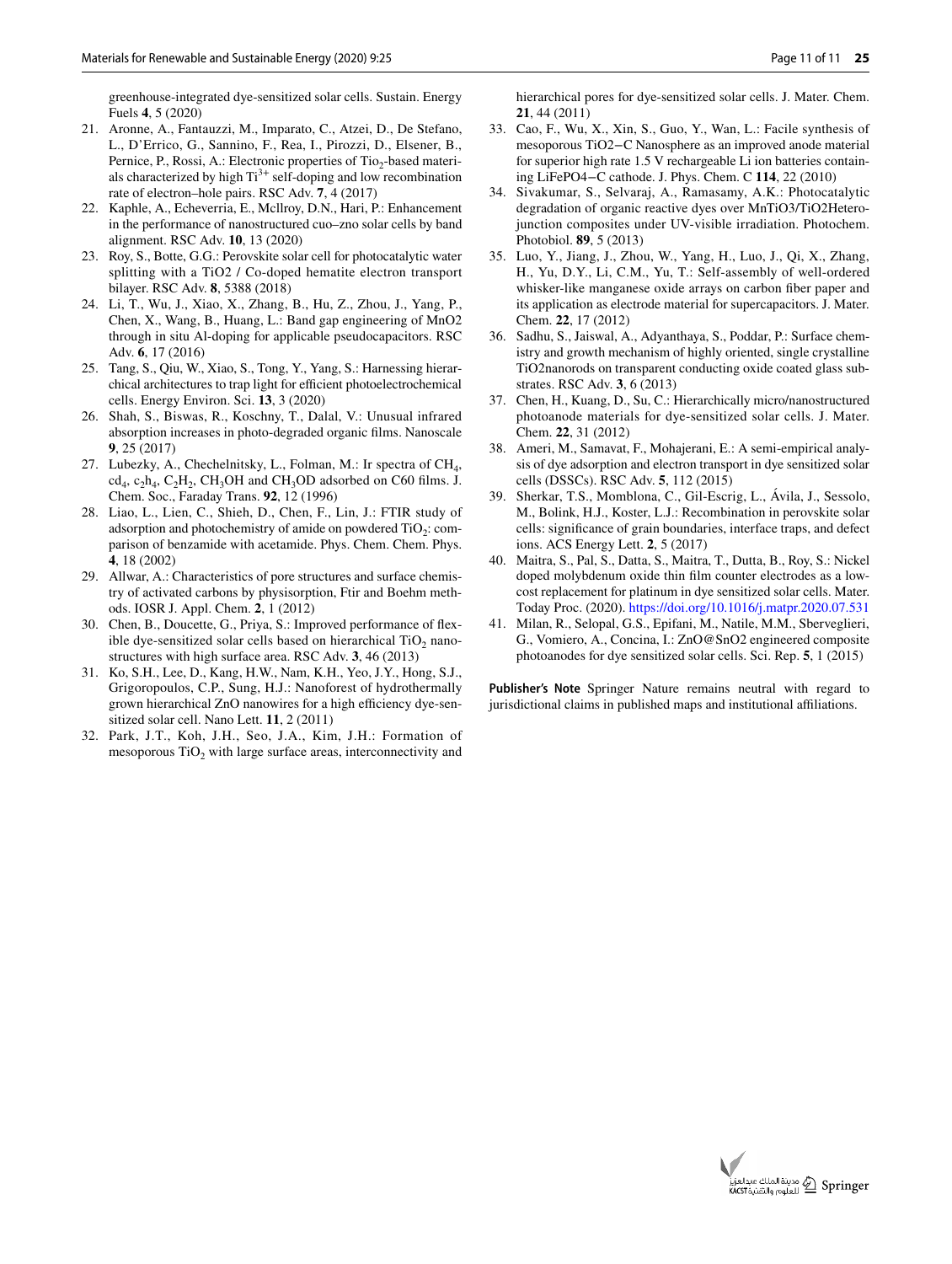greenhouse-integrated dye-sensitized solar cells. Sustain. Energy Fuels **4**, 5 (2020)

21. Aronne, A., Fantauzzi, M., Imparato, C., Atzei, D., De Stefano, L., D'Errico, G., Sannino, F., Rea, I., Pirozzi, D., Elsener, B., Pernice, P., Rossi, A.: Electronic properties of $Tio_2$-based materials characterized by high $Ti^{3+}$ self-doping and low recombination rate of electron–hole pairs. RSC Adv. **7**, 4 (2017)
22. Kaphle, A., Echeverria, E., Mcllroy, D.N., Hari, P.: Enhancement in the performance of nanostructured cuo–zno solar cells by band alignment. RSC Adv. **10**, 13 (2020)
23. Roy, S., Botte, G.G.: Perovskite solar cell for photocatalytic water splitting with a TiO2 / Co-doped hematite electron transport bilayer. RSC Adv. **8**, 5388 (2018)
24. Li, T., Wu, J., Xiao, X., Zhang, B., Hu, Z., Zhou, J., Yang, P., Chen, X., Wang, B., Huang, L.: Band gap engineering of MnO2 through in situ Al-doping for applicable pseudocapacitors. RSC Adv. **6**, 17 (2016)
25. Tang, S., Qiu, W., Xiao, S., Tong, Y., Yang, S.: Harnessing hierarchical architectures to trap light for efficient photoelectrochemical cells. Energy Environ. Sci. **13**, 3 (2020)
26. Shah, S., Biswas, R., Koschny, T., Dalal, V.: Unusual infrared absorption increases in photo-degraded organic films. Nanoscale **9**, 25 (2017)
27. Lubezky, A., Chechelnitsky, L., Folman, M.: Ir spectra of $CH_4$, $cd_4$, $c_2h_4$, $C_2H_2$, $CH_3OH$ and $CH_3OD$ adsorbed on C60 films. J. Chem. Soc., Faraday Trans. **92**, 12 (1996)
28. Liao, L., Lien, C., Shieh, D., Chen, F., Lin, J.: FTIR study of adsorption and photochemistry of amide on powdered $TiO_2$: comparison of benzamide with acetamide. Phys. Chem. Chem. Phys. **4**, 18 (2002)
29. Allwar, A.: Characteristics of pore structures and surface chemistry of activated carbons by physisorption, Ftir and Boehm methods. IOSR J. Appl. Chem. **2**, 1 (2012)
30. Chen, B., Doucette, G., Priya, S.: Improved performance of flexible dye-sensitized solar cells based on hierarchical $TiO_2$ nanostructures with high surface area. RSC Adv. **3**, 46 (2013)
31. Ko, S.H., Lee, D., Kang, H.W., Nam, K.H., Yeo, J.Y., Hong, S.J., Grigoropoulos, C.P., Sung, H.J.: Nanoforest of hydrothermally grown hierarchical ZnO nanowires for a high efficiency dye-sensitized solar cell. Nano Lett. **11**, 2 (2011)
32. Park, J.T., Koh, J.H., Seo, J.A., Kim, J.H.: Formation of mesoporous $TiO_2$ with large surface areas, interconnectivity and hierarchical pores for dye-sensitized solar cells. J. Mater. Chem. **21**, 44 (2011)
33. Cao, F., Wu, X., Xin, S., Guo, Y., Wan, L.: Facile synthesis of mesoporous TiO2−C Nanosphere as an improved anode material for superior high rate 1.5 V rechargeable Li ion batteries containing LiFePO4−C cathode. J. Phys. Chem. C **114**, 22 (2010)
34. Sivakumar, S., Selvaraj, A., Ramasamy, A.K.: Photocatalytic degradation of organic reactive dyes over MnTiO3/TiO2Heterojunction composites under UV-visible irradiation. Photochem. Photobiol. **89**, 5 (2013)
35. Luo, Y., Jiang, J., Zhou, W., Yang, H., Luo, J., Qi, X., Zhang, H., Yu, D.Y., Li, C.M., Yu, T.: Self-assembly of well-ordered whisker-like manganese oxide arrays on carbon fiber paper and its application as electrode material for supercapacitors. J. Mater. Chem. **22**, 17 (2012)
36. Sadhu, S., Jaiswal, A., Adyanthaya, S., Poddar, P.: Surface chemistry and growth mechanism of highly oriented, single crystalline TiO2nanorods on transparent conducting oxide coated glass substrates. RSC Adv. **3**, 6 (2013)
37. Chen, H., Kuang, D., Su, C.: Hierarchically micro/nanostructured photoanode materials for dye-sensitized solar cells. J. Mater. Chem. **22**, 31 (2012)
38. Ameri, M., Samavat, F., Mohajerani, E.: A semi-empirical analysis of dye adsorption and electron transport in dye sensitized solar cells (DSSCs). RSC Adv. **5**, 112 (2015)
39. Sherkar, T.S., Momblona, C., Gil-Escrig, L., Ávila, J., Sessolo, M., Bolink, H.J., Koster, L.J.: Recombination in perovskite solar cells: significance of grain boundaries, interface traps, and defect ions. ACS Energy Lett. **2**, 5 (2017)
40. Maitra, S., Pal, S., Datta, S., Maitra, T., Dutta, B., Roy, S.: Nickel doped molybdenum oxide thin film counter electrodes as a low-cost replacement for platinum in dye sensitized solar cells. Mater. Today Proc. (2020). https://doi.org/10.1016/j.matpr.2020.07.531
41. Milan, R., Selopal, G.S., Epifani, M., Natile, M.M., Sberveglieri, G., Vomiero, A., Concina, I.: ZnO@SnO2 engineered composite photoanodes for dye sensitized solar cells. Sci. Rep. **5**, 1 (2015)

**Publisher's Note** Springer Nature remains neutral with regard to jurisdictional claims in published maps and institutional affiliations.